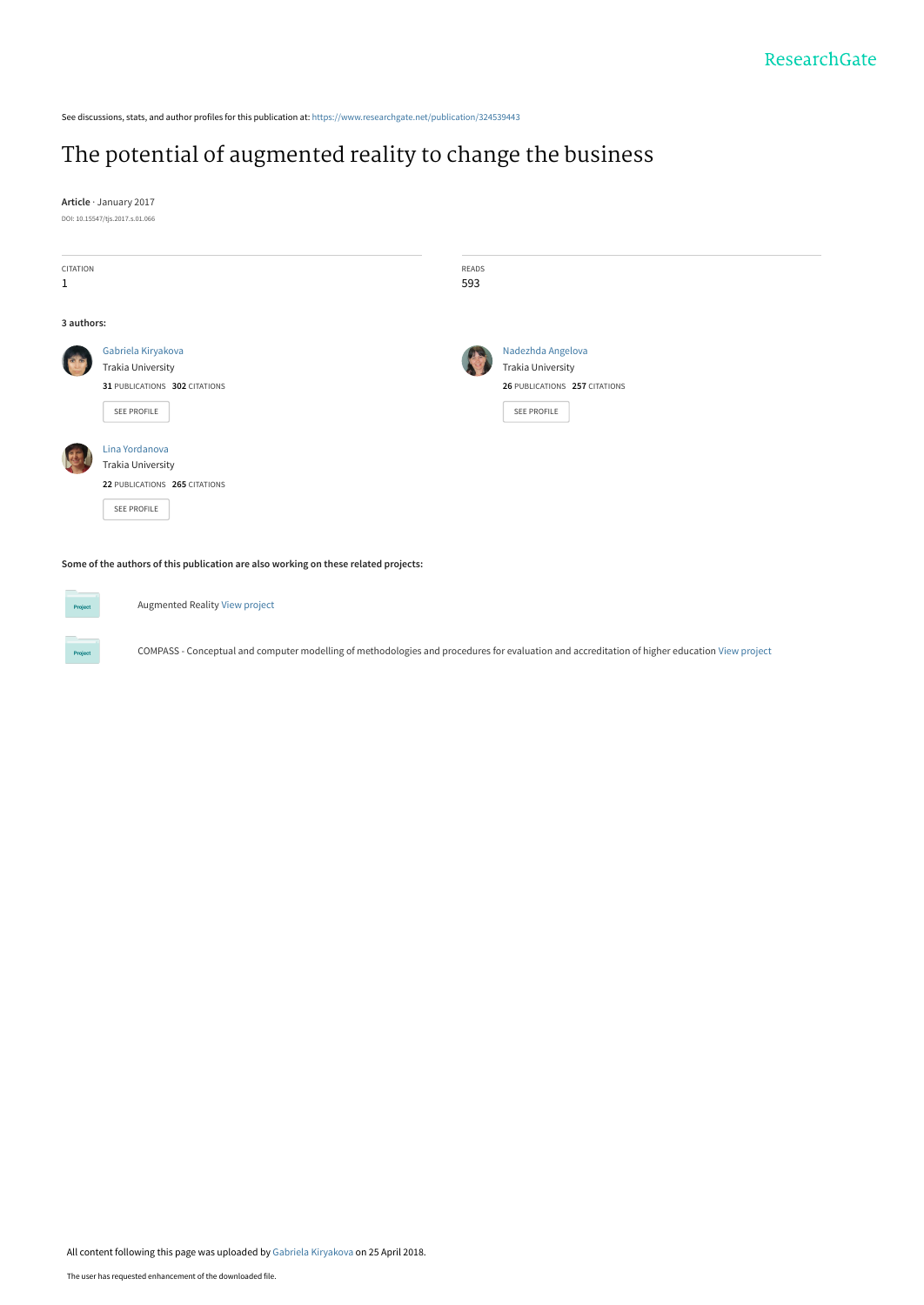ResearchGate

See discussions, stats, and author profiles for this publication at: https://www.researchgate.net/publication/324539443

# The potential of augmented reality to change the business

**Article** · January 2017

DOI: 10.15547/tjs.2017.s.01.066

CITATION
1

READS
593

**3 authors:**

Gabriela Kiryakova
Trakia University
**31** PUBLICATIONS **302** CITATIONS
SEE PROFILE

Nadezhda Angelova
Trakia University
**26** PUBLICATIONS **257** CITATIONS
SEE PROFILE

Lina Yordanova
Trakia University
**22** PUBLICATIONS **265** CITATIONS
SEE PROFILE

**Some of the authors of this publication are also working on these related projects:**

Project: Augmented Reality View project

Project: COMPASS - Conceptual and computer modelling of methodologies and procedures for evaluation and accreditation of higher education View project

All content following this page was uploaded by Gabriela Kiryakova on 25 April 2018.

The user has requested enhancement of the downloaded file.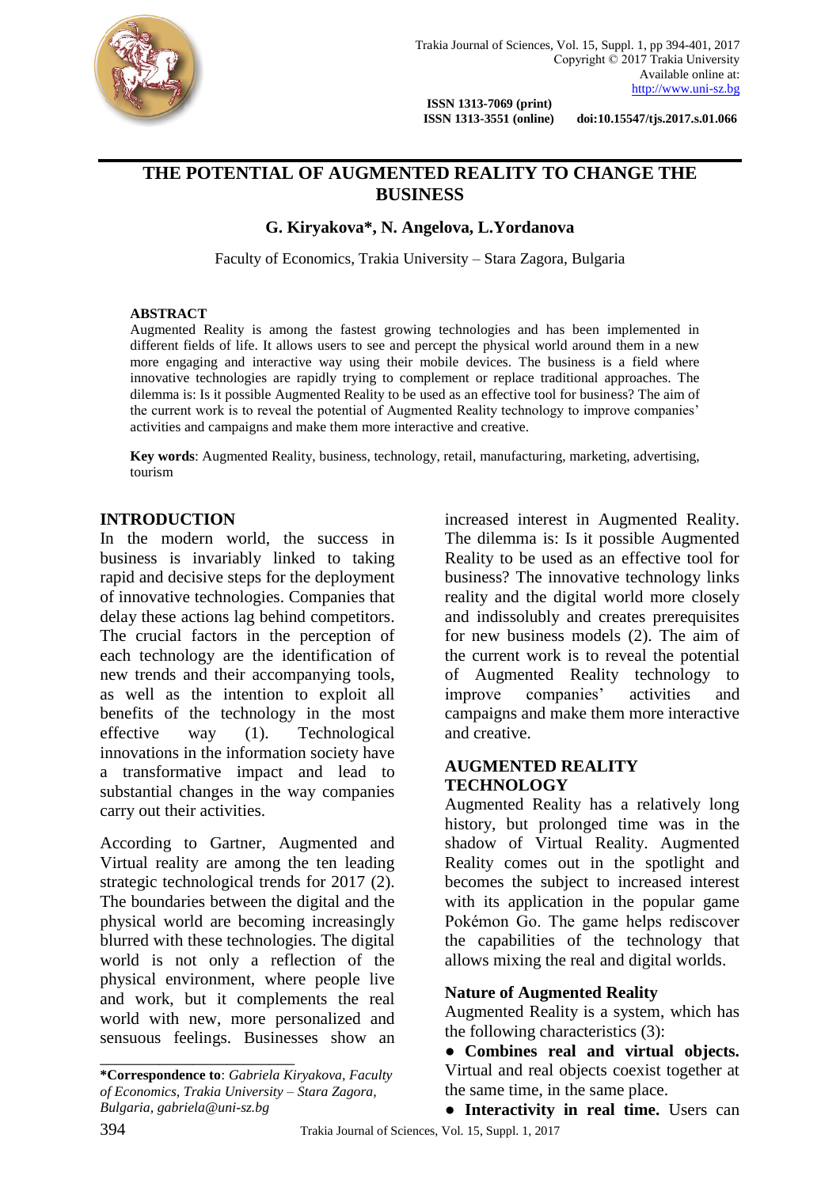# THE POTENTIAL OF AUGMENTED REALITY TO CHANGE THE BUSINESS

**G. Kiryakova\*, N. Angelova, L.Yordanova**

Faculty of Economics, Trakia University – Stara Zagora, Bulgaria

## ABSTRACT

Augmented Reality is among the fastest growing technologies and has been implemented in different fields of life. It allows users to see and percept the physical world around them in a new more engaging and interactive way using their mobile devices. The business is a field where innovative technologies are rapidly trying to complement or replace traditional approaches. The dilemma is: Is it possible Augmented Reality to be used as an effective tool for business? The aim of the current work is to reveal the potential of Augmented Reality technology to improve companies' activities and campaigns and make them more interactive and creative.

**Key words**: Augmented Reality, business, technology, retail, manufacturing, marketing, advertising, tourism

## INTRODUCTION

In the modern world, the success in business is invariably linked to taking rapid and decisive steps for the deployment of innovative technologies. Companies that delay these actions lag behind competitors. The crucial factors in the perception of each technology are the identification of new trends and their accompanying tools, as well as the intention to exploit all benefits of the technology in the most effective way (1). Technological innovations in the information society have a transformative impact and lead to substantial changes in the way companies carry out their activities.

According to Gartner, Augmented and Virtual reality are among the ten leading strategic technological trends for 2017 (2). The boundaries between the digital and the physical world are becoming increasingly blurred with these technologies. The digital world is not only a reflection of the physical environment, where people live and work, but it complements the real world with new, more personalized and sensuous feelings. Businesses show an increased interest in Augmented Reality. The dilemma is: Is it possible Augmented Reality to be used as an effective tool for business? The innovative technology links reality and the digital world more closely and indissolubly and creates prerequisites for new business models (2). The aim of the current work is to reveal the potential of Augmented Reality technology to improve companies' activities and campaigns and make them more interactive and creative.

## AUGMENTED REALITY TECHNOLOGY

Augmented Reality has a relatively long history, but prolonged time was in the shadow of Virtual Reality. Augmented Reality comes out in the spotlight and becomes the subject to increased interest with its application in the popular game Pokémon Go. The game helps rediscover the capabilities of the technology that allows mixing the real and digital worlds.

### Nature of Augmented Reality

Augmented Reality is a system, which has the following characteristics (3):

- **Combines real and virtual objects.** Virtual and real objects coexist together at the same time, in the same place.
- **Interactivity in real time.** Users can

---

**\*Correspondence to**: *Gabriela Kiryakova, Faculty of Economics, Trakia University – Stara Zagora, Bulgaria, gabriela@uni-sz.bg*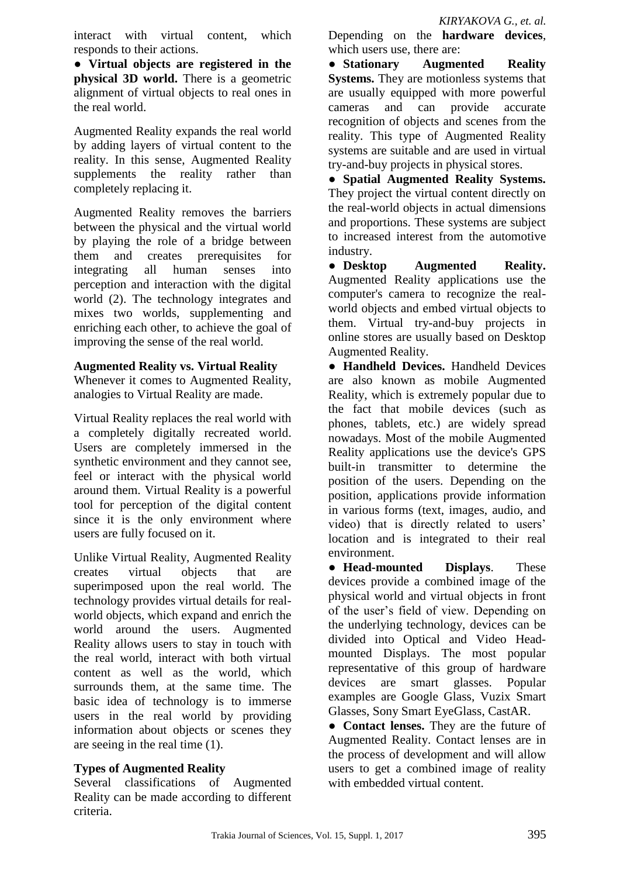interact with virtual content, which responds to their actions.

● **Virtual objects are registered in the physical 3D world.** There is a geometric alignment of virtual objects to real ones in the real world.

Augmented Reality expands the real world by adding layers of virtual content to the reality. In this sense, Augmented Reality supplements the reality rather than completely replacing it.

Augmented Reality removes the barriers between the physical and the virtual world by playing the role of a bridge between them and creates prerequisites for integrating all human senses into perception and interaction with the digital world (2). The technology integrates and mixes two worlds, supplementing and enriching each other, to achieve the goal of improving the sense of the real world.

**Augmented Reality vs. Virtual Reality**

Whenever it comes to Augmented Reality, analogies to Virtual Reality are made.

Virtual Reality replaces the real world with a completely digitally recreated world. Users are completely immersed in the synthetic environment and they cannot see, feel or interact with the physical world around them. Virtual Reality is a powerful tool for perception of the digital content since it is the only environment where users are fully focused on it.

Unlike Virtual Reality, Augmented Reality creates virtual objects that are superimposed upon the real world. The technology provides virtual details for real-world objects, which expand and enrich the world around the users. Augmented Reality allows users to stay in touch with the real world, interact with both virtual content as well as the world, which surrounds them, at the same time. The basic idea of technology is to immerse users in the real world by providing information about objects or scenes they are seeing in the real time (1).

**Types of Augmented Reality**

Several classifications of Augmented Reality can be made according to different criteria.

Depending on the **hardware devices**, which users use, there are:

● **Stationary Augmented Reality Systems.** They are motionless systems that are usually equipped with more powerful cameras and can provide accurate recognition of objects and scenes from the reality. This type of Augmented Reality systems are suitable and are used in virtual try-and-buy projects in physical stores.

● **Spatial Augmented Reality Systems.** They project the virtual content directly on the real-world objects in actual dimensions and proportions. These systems are subject to increased interest from the automotive industry.

● **Desktop Augmented Reality.** Augmented Reality applications use the computer's camera to recognize the real-world objects and embed virtual objects to them. Virtual try-and-buy projects in online stores are usually based on Desktop Augmented Reality.

● **Handheld Devices.** Handheld Devices are also known as mobile Augmented Reality, which is extremely popular due to the fact that mobile devices (such as phones, tablets, etc.) are widely spread nowadays. Most of the mobile Augmented Reality applications use the device's GPS built-in transmitter to determine the position of the users. Depending on the position, applications provide information in various forms (text, images, audio, and video) that is directly related to users' location and is integrated to their real environment.

● **Head-mounted Displays**. These devices provide a combined image of the physical world and virtual objects in front of the user's field of view. Depending on the underlying technology, devices can be divided into Optical and Video Head-mounted Displays. The most popular representative of this group of hardware devices are smart glasses. Popular examples are Google Glass, Vuzix Smart Glasses, Sony Smart EyeGlass, CastAR.

● **Contact lenses.** They are the future of Augmented Reality. Contact lenses are in the process of development and will allow users to get a combined image of reality with embedded virtual content.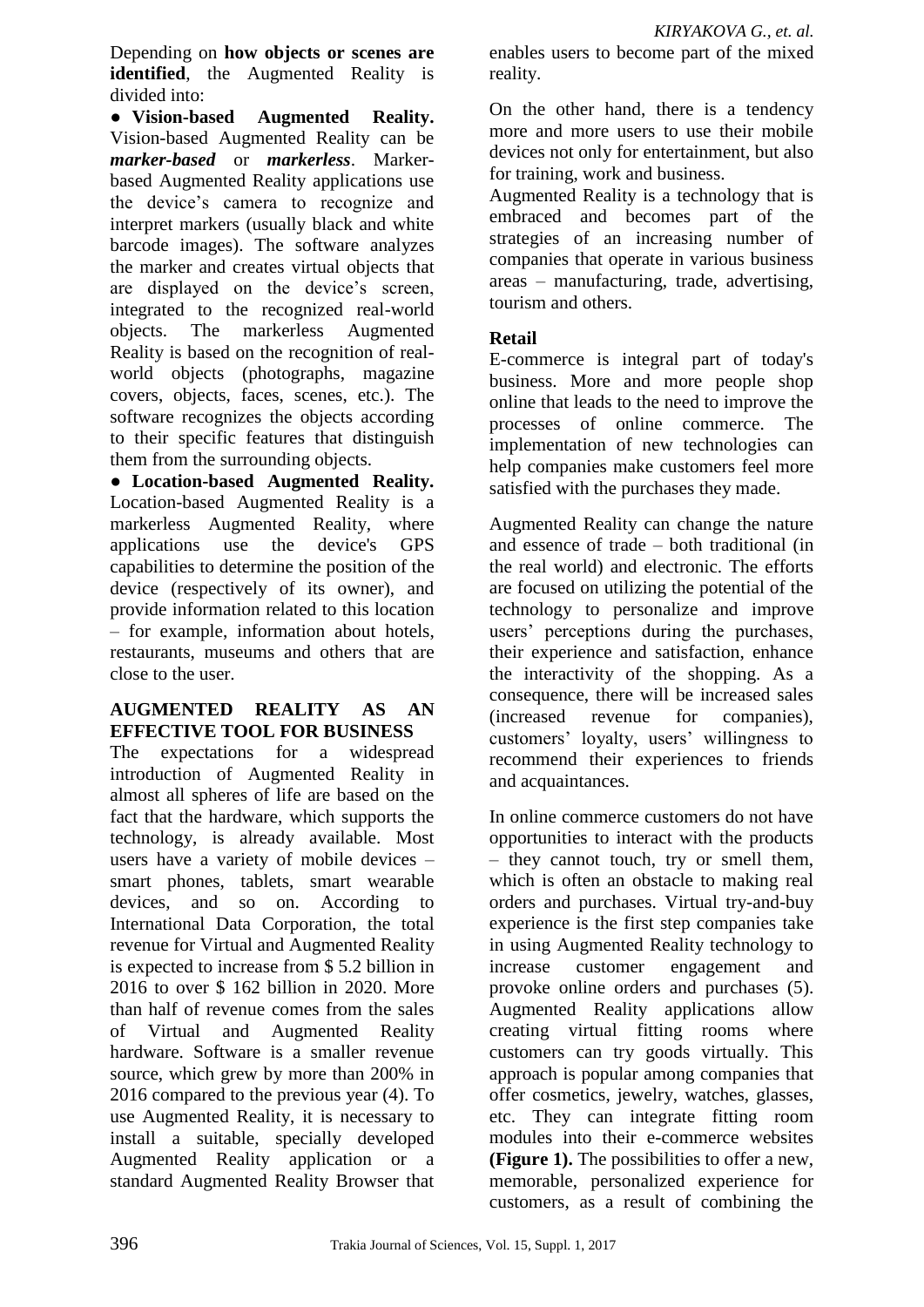Depending on **how objects or scenes are identified**, the Augmented Reality is divided into:

● **Vision-based Augmented Reality.** Vision-based Augmented Reality can be ***marker-based*** or ***markerless***. Marker-based Augmented Reality applications use the device's camera to recognize and interpret markers (usually black and white barcode images). The software analyzes the marker and creates virtual objects that are displayed on the device's screen, integrated to the recognized real-world objects. The markerless Augmented Reality is based on the recognition of real-world objects (photographs, magazine covers, objects, faces, scenes, etc.). The software recognizes the objects according to their specific features that distinguish them from the surrounding objects.

● **Location-based Augmented Reality.** Location-based Augmented Reality is a markerless Augmented Reality, where applications use the device's GPS capabilities to determine the position of the device (respectively of its owner), and provide information related to this location – for example, information about hotels, restaurants, museums and others that are close to the user.

## AUGMENTED REALITY AS AN EFFECTIVE TOOL FOR BUSINESS

The expectations for a widespread introduction of Augmented Reality in almost all spheres of life are based on the fact that the hardware, which supports the technology, is already available. Most users have a variety of mobile devices – smart phones, tablets, smart wearable devices, and so on. According to International Data Corporation, the total revenue for Virtual and Augmented Reality is expected to increase from $ 5.2 billion in 2016 to over $ 162 billion in 2020. More than half of revenue comes from the sales of Virtual and Augmented Reality hardware. Software is a smaller revenue source, which grew by more than 200% in 2016 compared to the previous year (4). To use Augmented Reality, it is necessary to install a suitable, specially developed Augmented Reality application or a standard Augmented Reality Browser that enables users to become part of the mixed reality.

On the other hand, there is a tendency more and more users to use their mobile devices not only for entertainment, but also for training, work and business.

Augmented Reality is a technology that is embraced and becomes part of the strategies of an increasing number of companies that operate in various business areas – manufacturing, trade, advertising, tourism and others.

### Retail

E-commerce is integral part of today's business. More and more people shop online that leads to the need to improve the processes of online commerce. The implementation of new technologies can help companies make customers feel more satisfied with the purchases they made.

Augmented Reality can change the nature and essence of trade – both traditional (in the real world) and electronic. The efforts are focused on utilizing the potential of the technology to personalize and improve users' perceptions during the purchases, their experience and satisfaction, enhance the interactivity of the shopping. As a consequence, there will be increased sales (increased revenue for companies), customers' loyalty, users' willingness to recommend their experiences to friends and acquaintances.

In online commerce customers do not have opportunities to interact with the products – they cannot touch, try or smell them, which is often an obstacle to making real orders and purchases. Virtual try-and-buy experience is the first step companies take in using Augmented Reality technology to increase customer engagement and provoke online orders and purchases (5). Augmented Reality applications allow creating virtual fitting rooms where customers can try goods virtually. This approach is popular among companies that offer cosmetics, jewelry, watches, glasses, etc. They can integrate fitting room modules into their e-commerce websites **(Figure 1).** The possibilities to offer a new, memorable, personalized experience for customers, as a result of combining the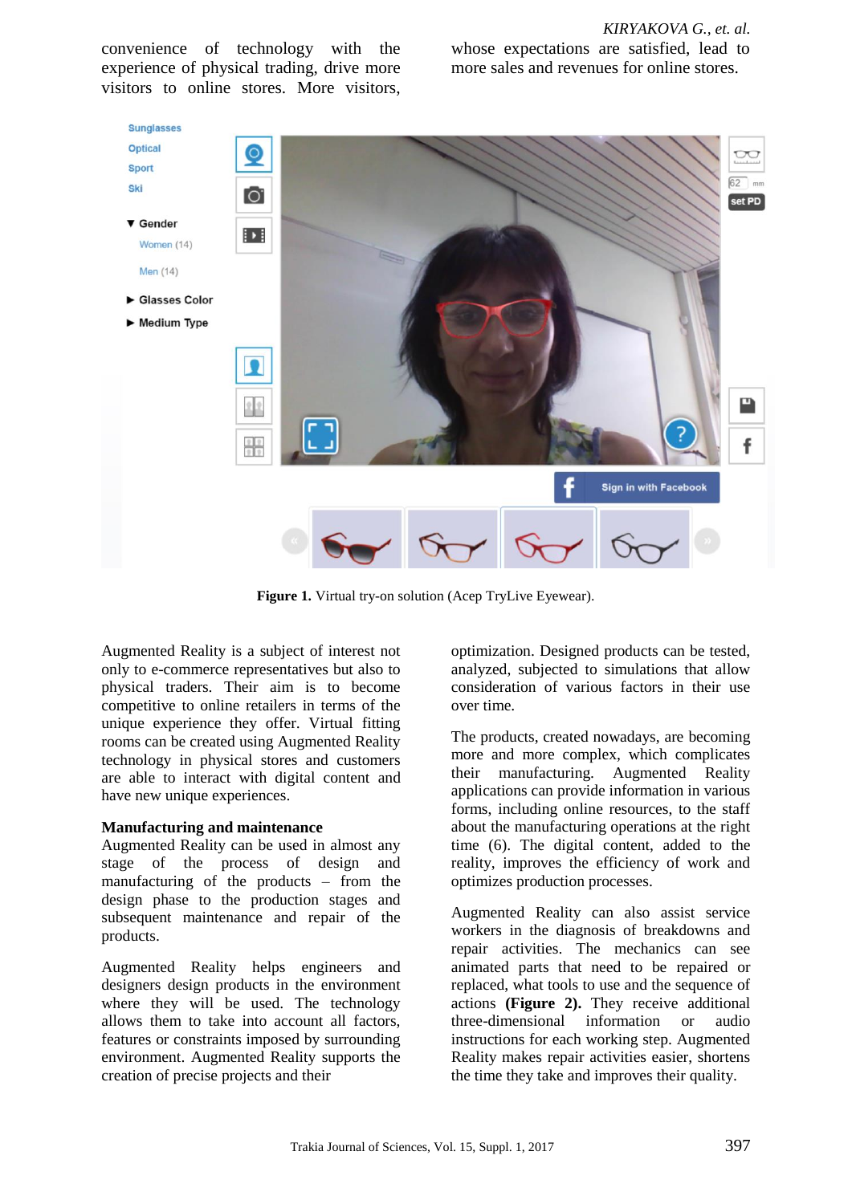convenience of technology with the experience of physical trading, drive more visitors to online stores. More visitors, whose expectations are satisfied, lead to more sales and revenues for online stores.

**Figure 1.** Virtual try-on solution (Acep TryLive Eyewear).

Augmented Reality is a subject of interest not only to e-commerce representatives but also to physical traders. Their aim is to become competitive to online retailers in terms of the unique experience they offer. Virtual fitting rooms can be created using Augmented Reality technology in physical stores and customers are able to interact with digital content and have new unique experiences.

**Manufacturing and maintenance**

Augmented Reality can be used in almost any stage of the process of design and manufacturing of the products – from the design phase to the production stages and subsequent maintenance and repair of the products.

Augmented Reality helps engineers and designers design products in the environment where they will be used. The technology allows them to take into account all factors, features or constraints imposed by surrounding environment. Augmented Reality supports the creation of precise projects and their optimization. Designed products can be tested, analyzed, subjected to simulations that allow consideration of various factors in their use over time.

The products, created nowadays, are becoming more and more complex, which complicates their manufacturing. Augmented Reality applications can provide information in various forms, including online resources, to the staff about the manufacturing operations at the right time (6). The digital content, added to the reality, improves the efficiency of work and optimizes production processes.

Augmented Reality can also assist service workers in the diagnosis of breakdowns and repair activities. The mechanics can see animated parts that need to be repaired or replaced, what tools to use and the sequence of actions **(Figure 2).** They receive additional three-dimensional information or audio instructions for each working step. Augmented Reality makes repair activities easier, shortens the time they take and improves their quality.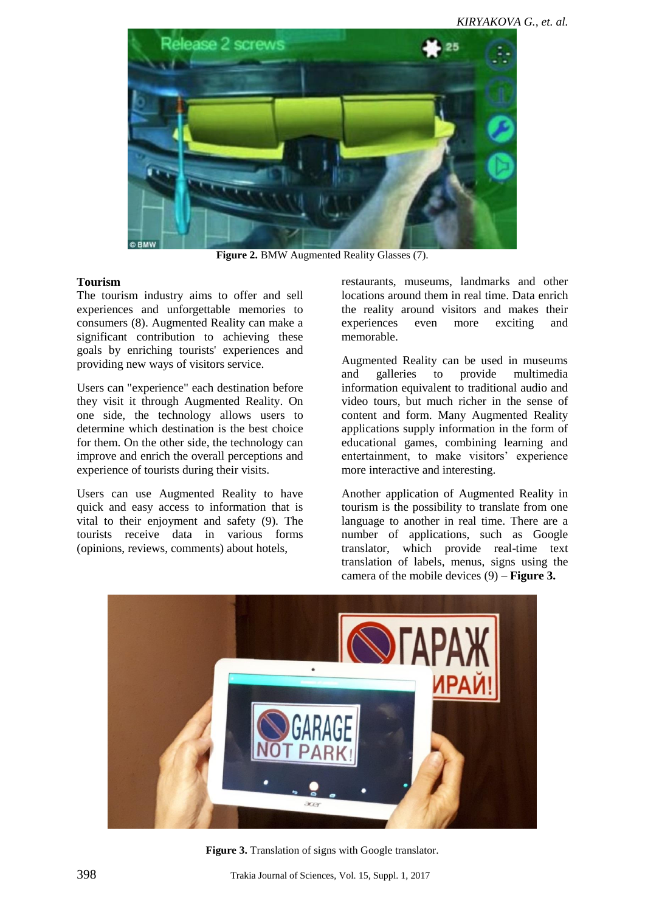Figure 2. BMW Augmented Reality Glasses (7).

**Tourism**

The tourism industry aims to offer and sell experiences and unforgettable memories to consumers (8). Augmented Reality can make a significant contribution to achieving these goals by enriching tourists' experiences and providing new ways of visitors service.

Users can "experience" each destination before they visit it through Augmented Reality. On one side, the technology allows users to determine which destination is the best choice for them. On the other side, the technology can improve and enrich the overall perceptions and experience of tourists during their visits.

Users can use Augmented Reality to have quick and easy access to information that is vital to their enjoyment and safety (9). The tourists receive data in various forms (opinions, reviews, comments) about hotels, restaurants, museums, landmarks and other locations around them in real time. Data enrich the reality around visitors and makes their experiences even more exciting and memorable.

Augmented Reality can be used in museums and galleries to provide multimedia information equivalent to traditional audio and video tours, but much richer in the sense of content and form. Many Augmented Reality applications supply information in the form of educational games, combining learning and entertainment, to make visitors' experience more interactive and interesting.

Another application of Augmented Reality in tourism is the possibility to translate from one language to another in real time. There are a number of applications, such as Google translator, which provide real-time text translation of labels, menus, signs using the camera of the mobile devices (9) – **Figure 3.**

**Figure 3.** Translation of signs with Google translator.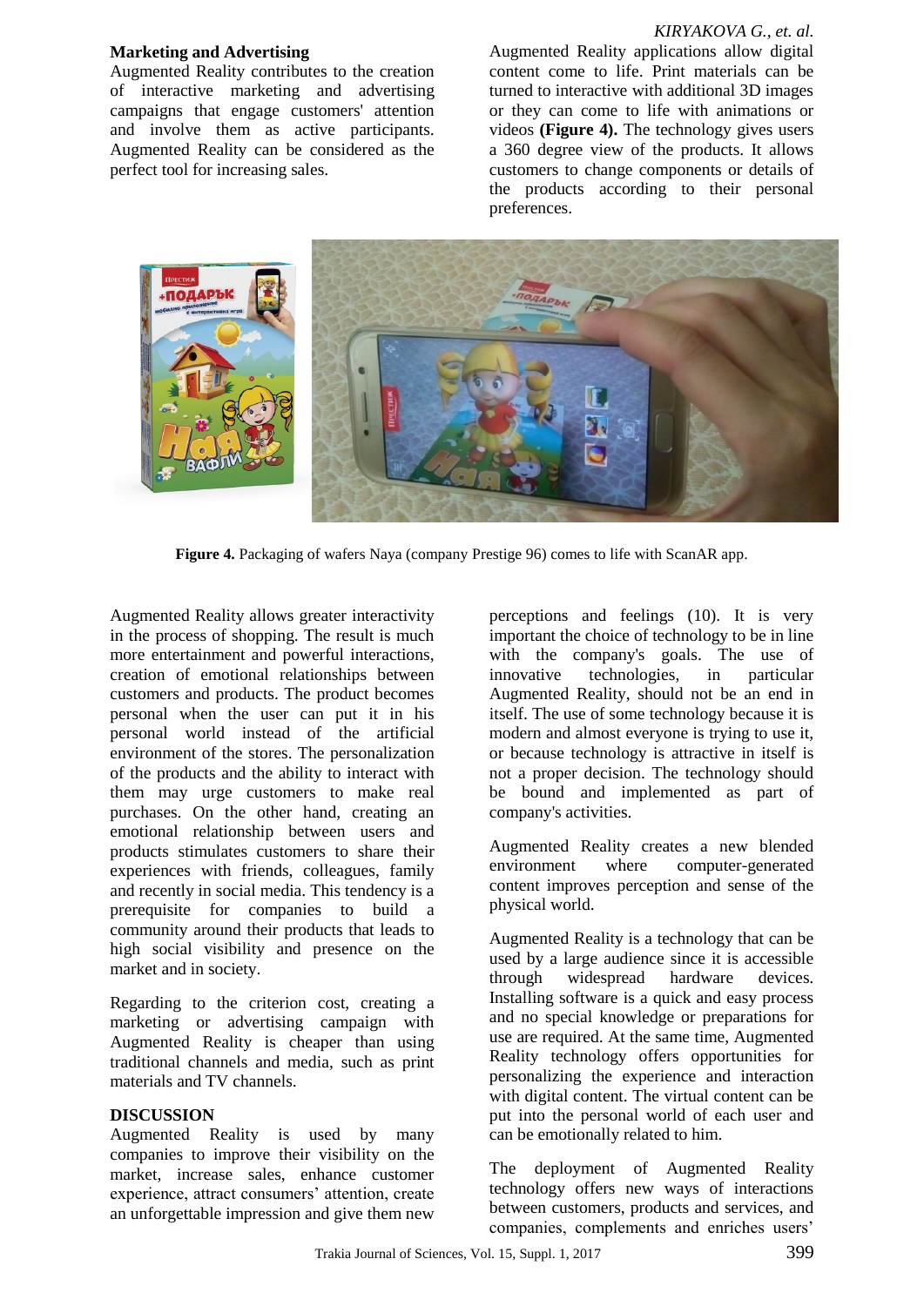### Marketing and Advertising

Augmented Reality contributes to the creation of interactive marketing and advertising campaigns that engage customers' attention and involve them as active participants. Augmented Reality can be considered as the perfect tool for increasing sales.

Augmented Reality applications allow digital content come to life. Print materials can be turned to interactive with additional 3D images or they can come to life with animations or videos **(Figure 4).** The technology gives users a 360 degree view of the products. It allows customers to change components or details of the products according to their personal preferences.

**Figure 4.** Packaging of wafers Naya (company Prestige 96) comes to life with ScanAR app.

Augmented Reality allows greater interactivity in the process of shopping. The result is much more entertainment and powerful interactions, creation of emotional relationships between customers and products. The product becomes personal when the user can put it in his personal world instead of the artificial environment of the stores. The personalization of the products and the ability to interact with them may urge customers to make real purchases. On the other hand, creating an emotional relationship between users and products stimulates customers to share their experiences with friends, colleagues, family and recently in social media. This tendency is a prerequisite for companies to build a community around their products that leads to high social visibility and presence on the market and in society.

Regarding to the criterion cost, creating a marketing or advertising campaign with Augmented Reality is cheaper than using traditional channels and media, such as print materials and TV channels.

## DISCUSSION

Augmented Reality is used by many companies to improve their visibility on the market, increase sales, enhance customer experience, attract consumers' attention, create an unforgettable impression and give them new perceptions and feelings (10). It is very important the choice of technology to be in line with the company's goals. The use of innovative technologies, in particular Augmented Reality, should not be an end in itself. The use of some technology because it is modern and almost everyone is trying to use it, or because technology is attractive in itself is not a proper decision. The technology should be bound and implemented as part of company's activities.

Augmented Reality creates a new blended environment where computer-generated content improves perception and sense of the physical world.

Augmented Reality is a technology that can be used by a large audience since it is accessible through widespread hardware devices. Installing software is a quick and easy process and no special knowledge or preparations for use are required. At the same time, Augmented Reality technology offers opportunities for personalizing the experience and interaction with digital content. The virtual content can be put into the personal world of each user and can be emotionally related to him.

The deployment of Augmented Reality technology offers new ways of interactions between customers, products and services, and companies, complements and enriches users'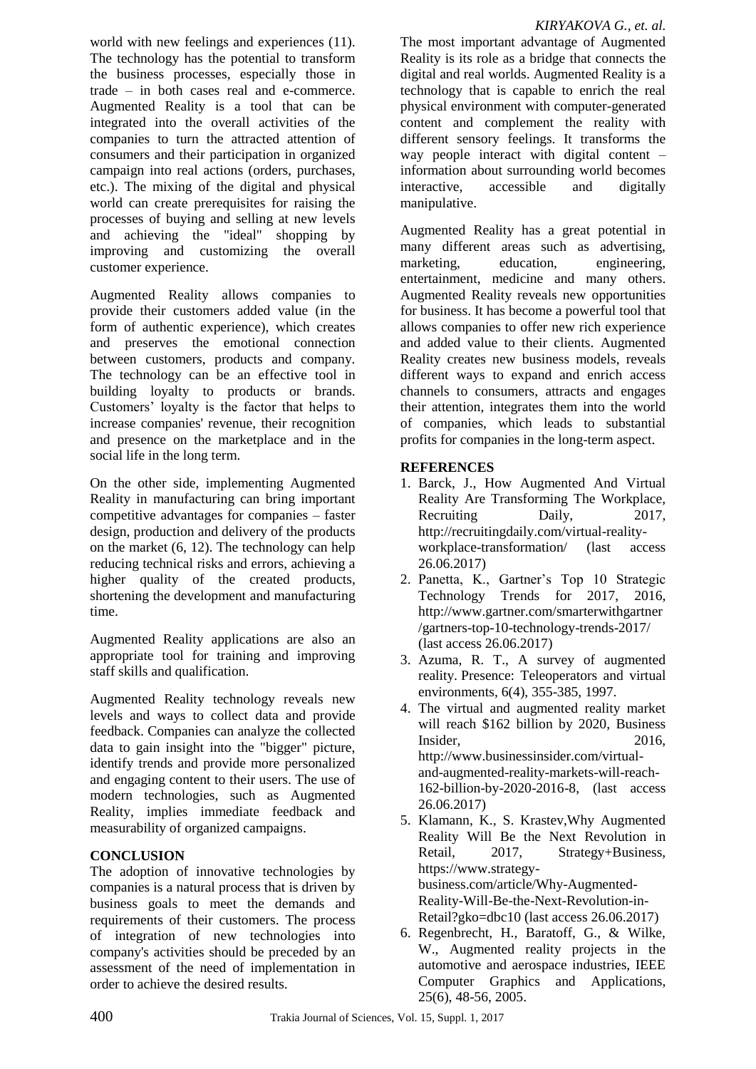world with new feelings and experiences (11). The technology has the potential to transform the business processes, especially those in trade – in both cases real and e-commerce. Augmented Reality is a tool that can be integrated into the overall activities of the companies to turn the attracted attention of consumers and their participation in organized campaign into real actions (orders, purchases, etc.). The mixing of the digital and physical world can create prerequisites for raising the processes of buying and selling at new levels and achieving the "ideal" shopping by improving and customizing the overall customer experience.

Augmented Reality allows companies to provide their customers added value (in the form of authentic experience), which creates and preserves the emotional connection between customers, products and company. The technology can be an effective tool in building loyalty to products or brands. Customers' loyalty is the factor that helps to increase companies' revenue, their recognition and presence on the marketplace and in the social life in the long term.

On the other side, implementing Augmented Reality in manufacturing can bring important competitive advantages for companies – faster design, production and delivery of the products on the market (6, 12). The technology can help reducing technical risks and errors, achieving a higher quality of the created products, shortening the development and manufacturing time.

Augmented Reality applications are also an appropriate tool for training and improving staff skills and qualification.

Augmented Reality technology reveals new levels and ways to collect data and provide feedback. Companies can analyze the collected data to gain insight into the "bigger" picture, identify trends and provide more personalized and engaging content to their users. The use of modern technologies, such as Augmented Reality, implies immediate feedback and measurability of organized campaigns.

## CONCLUSION

The adoption of innovative technologies by companies is a natural process that is driven by business goals to meet the demands and requirements of their customers. The process of integration of new technologies into company's activities should be preceded by an assessment of the need of implementation in order to achieve the desired results.

The most important advantage of Augmented Reality is its role as a bridge that connects the digital and real worlds. Augmented Reality is a technology that is capable to enrich the real physical environment with computer-generated content and complement the reality with different sensory feelings. It transforms the way people interact with digital content – information about surrounding world becomes interactive, accessible and digitally manipulative.

Augmented Reality has a great potential in many different areas such as advertising, marketing, education, engineering, entertainment, medicine and many others. Augmented Reality reveals new opportunities for business. It has become a powerful tool that allows companies to offer new rich experience and added value to their clients. Augmented Reality creates new business models, reveals different ways to expand and enrich access channels to consumers, attracts and engages their attention, integrates them into the world of companies, which leads to substantial profits for companies in the long-term aspect.

## REFERENCES

1. Barck, J., How Augmented And Virtual Reality Are Transforming The Workplace, Recruiting Daily, 2017, http://recruitingdaily.com/virtual-reality-workplace-transformation/ (last access 26.06.2017)
2. Panetta, K., Gartner's Top 10 Strategic Technology Trends for 2017, 2016, http://www.gartner.com/smarterwithgartner/gartners-top-10-technology-trends-2017/ (last access 26.06.2017)
3. Azuma, R. T., A survey of augmented reality. Presence: Teleoperators and virtual environments, 6(4), 355-385, 1997.
4. The virtual and augmented reality market will reach $162 billion by 2020, Business Insider, 2016, http://www.businessinsider.com/virtual-and-augmented-reality-markets-will-reach-162-billion-by-2020-2016-8, (last access 26.06.2017)
5. Klamann, K., S. Krastev,Why Augmented Reality Will Be the Next Revolution in Retail, 2017, Strategy+Business, https://www.strategy-business.com/article/Why-Augmented-Reality-Will-Be-the-Next-Revolution-in-Retail?gko=dbc10 (last access 26.06.2017)
6. Regenbrecht, H., Baratoff, G., & Wilke, W., Augmented reality projects in the automotive and aerospace industries, IEEE Computer Graphics and Applications, 25(6), 48-56, 2005.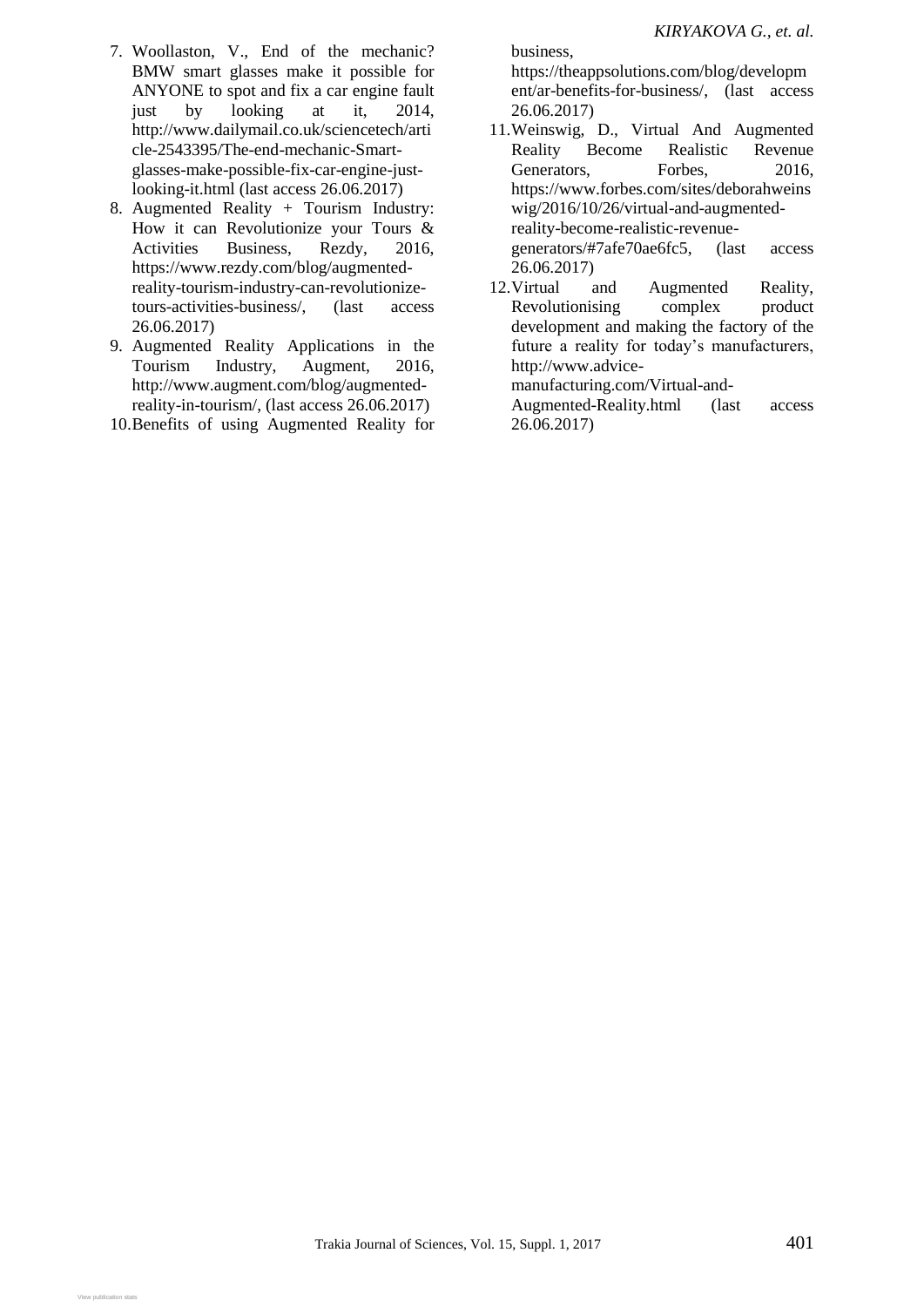7. Woollaston, V., End of the mechanic? BMW smart glasses make it possible for ANYONE to spot and fix a car engine fault just by looking at it, 2014, http://www.dailymail.co.uk/sciencetech/article-2543395/The-end-mechanic-Smart-glasses-make-possible-fix-car-engine-just-looking-it.html (last access 26.06.2017)
8. Augmented Reality + Tourism Industry: How it can Revolutionize your Tours & Activities Business, Rezdy, 2016, https://www.rezdy.com/blog/augmented-reality-tourism-industry-can-revolutionize-tours-activities-business/, (last access 26.06.2017)
9. Augmented Reality Applications in the Tourism Industry, Augment, 2016, http://www.augment.com/blog/augmented-reality-in-tourism/, (last access 26.06.2017)
10. Benefits of using Augmented Reality for business, https://theappsolutions.com/blog/development/ar-benefits-for-business/, (last access 26.06.2017)
11. Weinswig, D., Virtual And Augmented Reality Become Realistic Revenue Generators, Forbes, 2016, https://www.forbes.com/sites/deborahweinswig/2016/10/26/virtual-and-augmented-reality-become-realistic-revenue-generators/#7afe70ae6fc5, (last access 26.06.2017)
12. Virtual and Augmented Reality, Revolutionising complex product development and making the factory of the future a reality for today's manufacturers, http://www.advice-manufacturing.com/Virtual-and-Augmented-Reality.html (last access 26.06.2017)